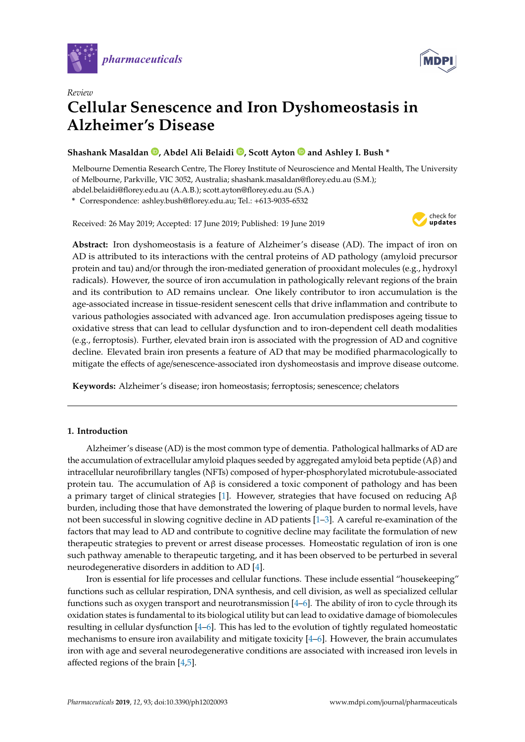*Review*

# Cellular Senescence and Iron Dyshomeostasis in Alzheimer's Disease

**Shashank Masaldan, Abdel Ali Belaidi, Scott Ayton and Ashley I. Bush ***

Melbourne Dementia Research Centre, The Florey Institute of Neuroscience and Mental Health, The University of Melbourne, Parkville, VIC 3052, Australia; shashank.masaldan@florey.edu.au (S.M.); abdel.belaidi@florey.edu.au (A.A.B.); scott.ayton@florey.edu.au (S.A.)

* Correspondence: ashley.bush@florey.edu.au; Tel.: +613-9035-6532

Received: 26 May 2019; Accepted: 17 June 2019; Published: 19 June 2019

**Abstract:** Iron dyshomeostasis is a feature of Alzheimer's disease (AD). The impact of iron on AD is attributed to its interactions with the central proteins of AD pathology (amyloid precursor protein and tau) and/or through the iron-mediated generation of prooxidant molecules (e.g., hydroxyl radicals). However, the source of iron accumulation in pathologically relevant regions of the brain and its contribution to AD remains unclear. One likely contributor to iron accumulation is the age-associated increase in tissue-resident senescent cells that drive inflammation and contribute to various pathologies associated with advanced age. Iron accumulation predisposes ageing tissue to oxidative stress that can lead to cellular dysfunction and to iron-dependent cell death modalities (e.g., ferroptosis). Further, elevated brain iron is associated with the progression of AD and cognitive decline. Elevated brain iron presents a feature of AD that may be modified pharmacologically to mitigate the effects of age/senescence-associated iron dyshomeostasis and improve disease outcome.

**Keywords:** Alzheimer's disease; iron homeostasis; ferroptosis; senescence; chelators

## 1. Introduction

Alzheimer's disease (AD) is the most common type of dementia. Pathological hallmarks of AD are the accumulation of extracellular amyloid plaques seeded by aggregated amyloid beta peptide (Aβ) and intracellular neurofibrillary tangles (NFTs) composed of hyper-phosphorylated microtubule-associated protein tau. The accumulation of Aβ is considered a toxic component of pathology and has been a primary target of clinical strategies [1]. However, strategies that have focused on reducing Aβ burden, including those that have demonstrated the lowering of plaque burden to normal levels, have not been successful in slowing cognitive decline in AD patients [1–3]. A careful re-examination of the factors that may lead to AD and contribute to cognitive decline may facilitate the formulation of new therapeutic strategies to prevent or arrest disease processes. Homeostatic regulation of iron is one such pathway amenable to therapeutic targeting, and it has been observed to be perturbed in several neurodegenerative disorders in addition to AD [4].

Iron is essential for life processes and cellular functions. These include essential "housekeeping" functions such as cellular respiration, DNA synthesis, and cell division, as well as specialized cellular functions such as oxygen transport and neurotransmission [4–6]. The ability of iron to cycle through its oxidation states is fundamental to its biological utility but can lead to oxidative damage of biomolecules resulting in cellular dysfunction [4–6]. This has led to the evolution of tightly regulated homeostatic mechanisms to ensure iron availability and mitigate toxicity [4–6]. However, the brain accumulates iron with age and several neurodegenerative conditions are associated with increased iron levels in affected regions of the brain [4,5].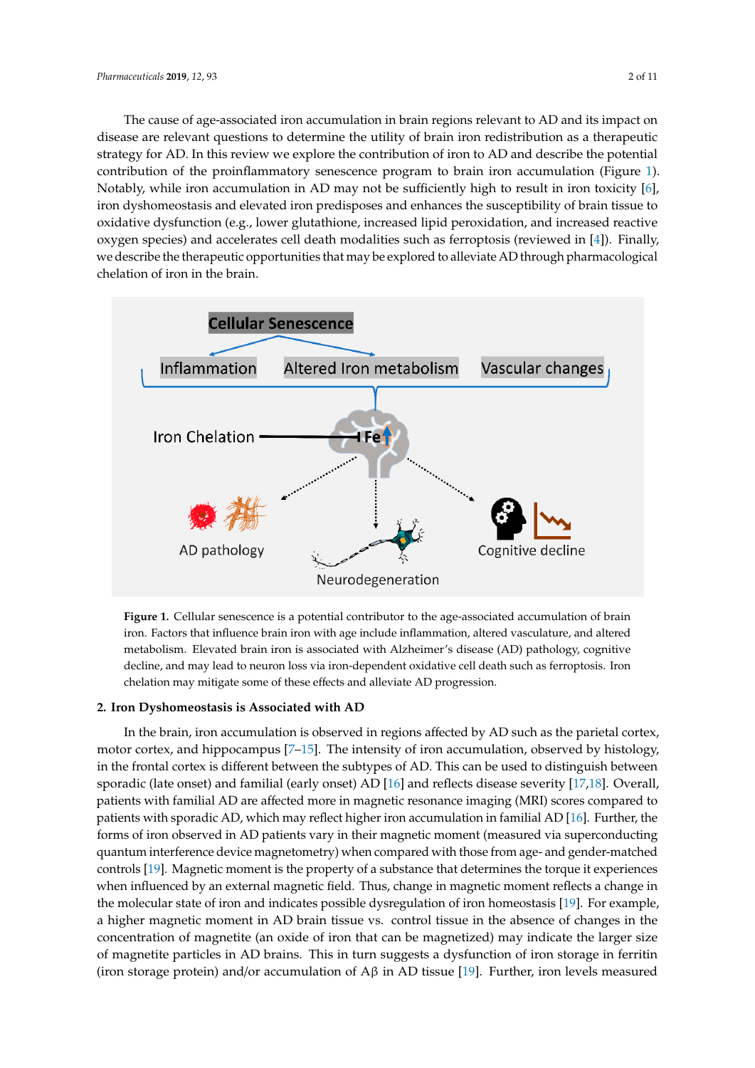The cause of age-associated iron accumulation in brain regions relevant to AD and its impact on disease are relevant questions to determine the utility of brain iron redistribution as a therapeutic strategy for AD. In this review we explore the contribution of iron to AD and describe the potential contribution of the proinflammatory senescence program to brain iron accumulation (Figure 1). Notably, while iron accumulation in AD may not be sufficiently high to result in iron toxicity [6], iron dyshomeostasis and elevated iron predisposes and enhances the susceptibility of brain tissue to oxidative dysfunction (e.g., lower glutathione, increased lipid peroxidation, and increased reactive oxygen species) and accelerates cell death modalities such as ferroptosis (reviewed in [4]). Finally, we describe the therapeutic opportunities that may be explored to alleviate AD through pharmacological chelation of iron in the brain.

**Figure 1.** Cellular senescence is a potential contributor to the age-associated accumulation of brain iron. Factors that influence brain iron with age include inflammation, altered vasculature, and altered metabolism. Elevated brain iron is associated with Alzheimer's disease (AD) pathology, cognitive decline, and may lead to neuron loss via iron-dependent oxidative cell death such as ferroptosis. Iron chelation may mitigate some of these effects and alleviate AD progression.

## 2. Iron Dyshomeostasis is Associated with AD

In the brain, iron accumulation is observed in regions affected by AD such as the parietal cortex, motor cortex, and hippocampus [7–15]. The intensity of iron accumulation, observed by histology, in the frontal cortex is different between the subtypes of AD. This can be used to distinguish between sporadic (late onset) and familial (early onset) AD [16] and reflects disease severity [17,18]. Overall, patients with familial AD are affected more in magnetic resonance imaging (MRI) scores compared to patients with sporadic AD, which may reflect higher iron accumulation in familial AD [16]. Further, the forms of iron observed in AD patients vary in their magnetic moment (measured via superconducting quantum interference device magnetometry) when compared with those from age- and gender-matched controls [19]. Magnetic moment is the property of a substance that determines the torque it experiences when influenced by an external magnetic field. Thus, change in magnetic moment reflects a change in the molecular state of iron and indicates possible dysregulation of iron homeostasis [19]. For example, a higher magnetic moment in AD brain tissue vs. control tissue in the absence of changes in the concentration of magnetite (an oxide of iron that can be magnetized) may indicate the larger size of magnetite particles in AD brains. This in turn suggests a dysfunction of iron storage in ferritin (iron storage protein) and/or accumulation of Aβ in AD tissue [19]. Further, iron levels measured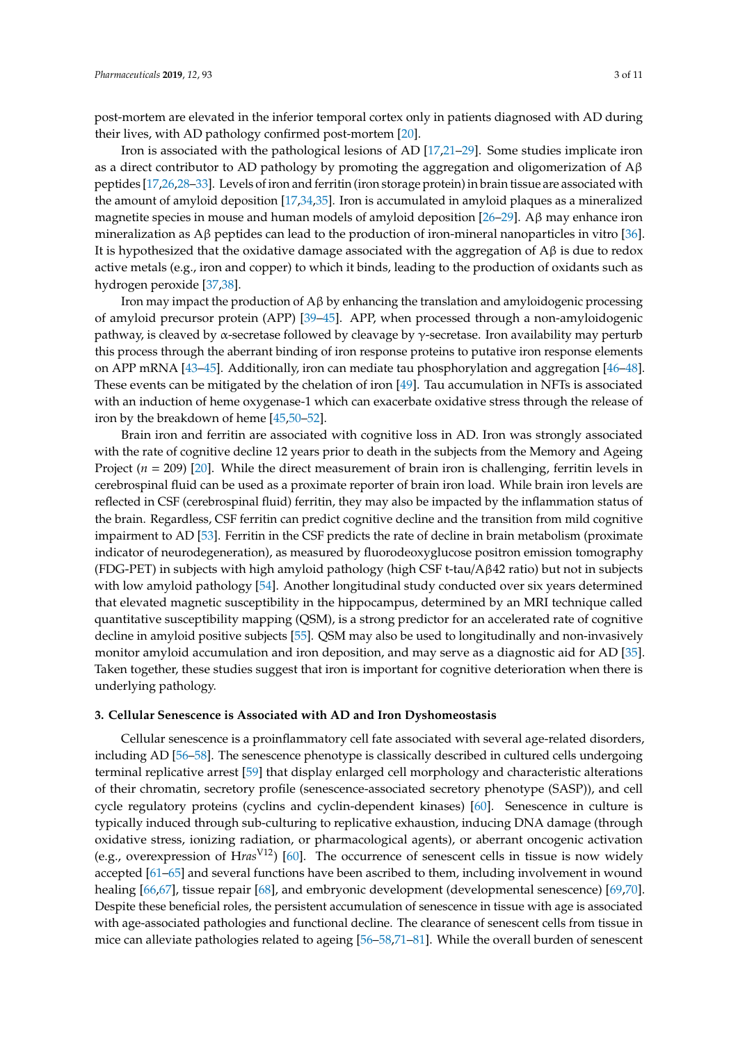post-mortem are elevated in the inferior temporal cortex only in patients diagnosed with AD during their lives, with AD pathology confirmed post-mortem [20].

Iron is associated with the pathological lesions of AD [17,21–29]. Some studies implicate iron as a direct contributor to AD pathology by promoting the aggregation and oligomerization of Aβ peptides [17,26,28–33]. Levels of iron and ferritin (iron storage protein) in brain tissue are associated with the amount of amyloid deposition [17,34,35]. Iron is accumulated in amyloid plaques as a mineralized magnetite species in mouse and human models of amyloid deposition [26–29]. Aβ may enhance iron mineralization as Aβ peptides can lead to the production of iron-mineral nanoparticles in vitro [36]. It is hypothesized that the oxidative damage associated with the aggregation of Aβ is due to redox active metals (e.g., iron and copper) to which it binds, leading to the production of oxidants such as hydrogen peroxide [37,38].

Iron may impact the production of Aβ by enhancing the translation and amyloidogenic processing of amyloid precursor protein (APP) [39–45]. APP, when processed through a non-amyloidogenic pathway, is cleaved by α-secretase followed by cleavage by γ-secretase. Iron availability may perturb this process through the aberrant binding of iron response proteins to putative iron response elements on APP mRNA [43–45]. Additionally, iron can mediate tau phosphorylation and aggregation [46–48]. These events can be mitigated by the chelation of iron [49]. Tau accumulation in NFTs is associated with an induction of heme oxygenase-1 which can exacerbate oxidative stress through the release of iron by the breakdown of heme [45,50–52].

Brain iron and ferritin are associated with cognitive loss in AD. Iron was strongly associated with the rate of cognitive decline 12 years prior to death in the subjects from the Memory and Ageing Project ($n = 209$) [20]. While the direct measurement of brain iron is challenging, ferritin levels in cerebrospinal fluid can be used as a proximate reporter of brain iron load. While brain iron levels are reflected in CSF (cerebrospinal fluid) ferritin, they may also be impacted by the inflammation status of the brain. Regardless, CSF ferritin can predict cognitive decline and the transition from mild cognitive impairment to AD [53]. Ferritin in the CSF predicts the rate of decline in brain metabolism (proximate indicator of neurodegeneration), as measured by fluorodeoxyglucose positron emission tomography (FDG-PET) in subjects with high amyloid pathology (high CSF t-tau/Aβ42 ratio) but not in subjects with low amyloid pathology [54]. Another longitudinal study conducted over six years determined that elevated magnetic susceptibility in the hippocampus, determined by an MRI technique called quantitative susceptibility mapping (QSM), is a strong predictor for an accelerated rate of cognitive decline in amyloid positive subjects [55]. QSM may also be used to longitudinally and non-invasively monitor amyloid accumulation and iron deposition, and may serve as a diagnostic aid for AD [35]. Taken together, these studies suggest that iron is important for cognitive deterioration when there is underlying pathology.

## 3. Cellular Senescence is Associated with AD and Iron Dyshomeostasis

Cellular senescence is a proinflammatory cell fate associated with several age-related disorders, including AD [56–58]. The senescence phenotype is classically described in cultured cells undergoing terminal replicative arrest [59] that display enlarged cell morphology and characteristic alterations of their chromatin, secretory profile (senescence-associated secretory phenotype (SASP)), and cell cycle regulatory proteins (cyclins and cyclin-dependent kinases) [60]. Senescence in culture is typically induced through sub-culturing to replicative exhaustion, inducing DNA damage (through oxidative stress, ionizing radiation, or pharmacological agents), or aberrant oncogenic activation (e.g., overexpression of H*ras*$^{V12}$) [60]. The occurrence of senescent cells in tissue is now widely accepted [61–65] and several functions have been ascribed to them, including involvement in wound healing [66,67], tissue repair [68], and embryonic development (developmental senescence) [69,70]. Despite these beneficial roles, the persistent accumulation of senescence in tissue with age is associated with age-associated pathologies and functional decline. The clearance of senescent cells from tissue in mice can alleviate pathologies related to ageing [56–58,71–81]. While the overall burden of senescent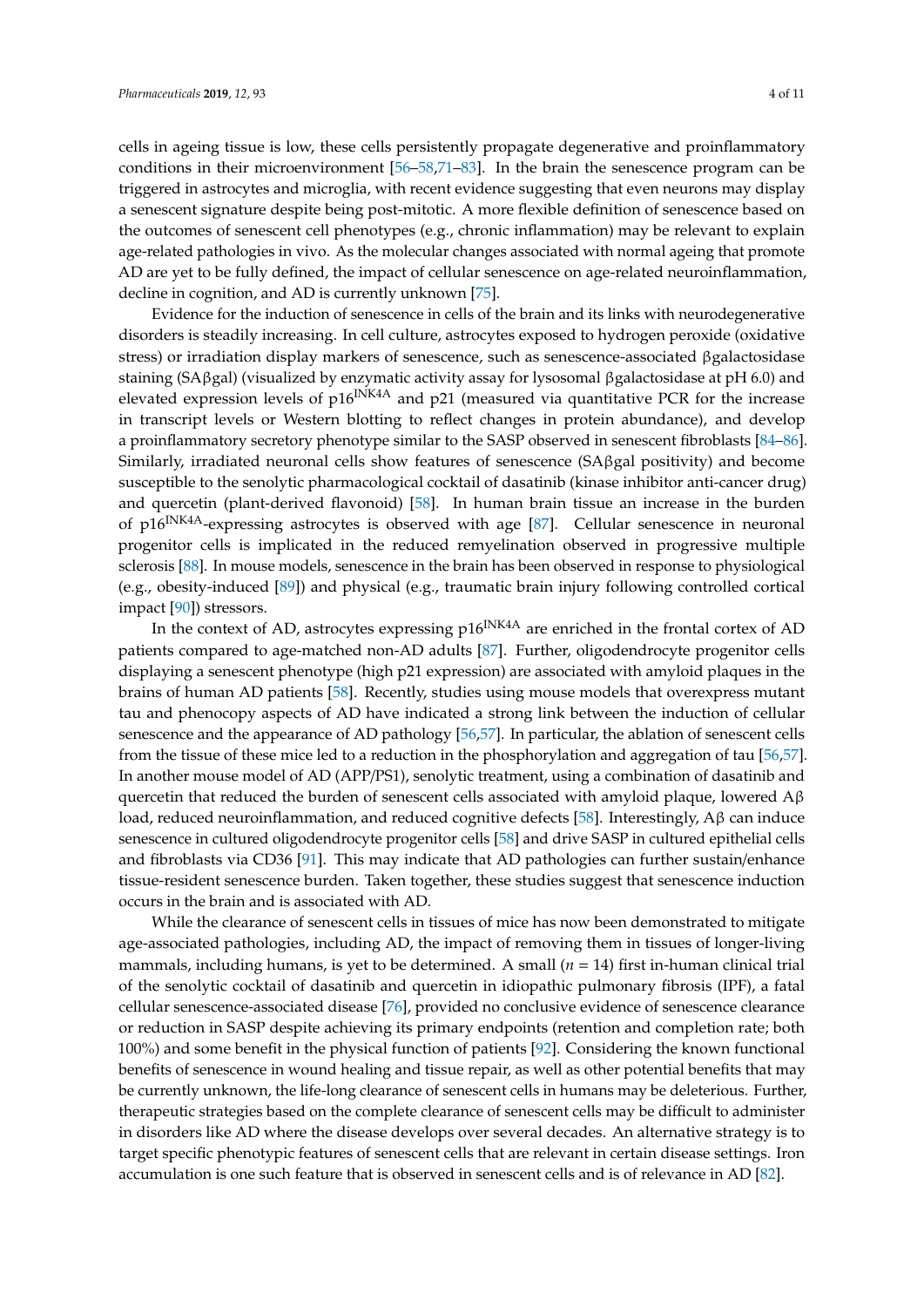cells in ageing tissue is low, these cells persistently propagate degenerative and proinflammatory conditions in their microenvironment [56–58,71–83]. In the brain the senescence program can be triggered in astrocytes and microglia, with recent evidence suggesting that even neurons may display a senescent signature despite being post-mitotic. A more flexible definition of senescence based on the outcomes of senescent cell phenotypes (e.g., chronic inflammation) may be relevant to explain age-related pathologies in vivo. As the molecular changes associated with normal ageing that promote AD are yet to be fully defined, the impact of cellular senescence on age-related neuroinflammation, decline in cognition, and AD is currently unknown [75].

Evidence for the induction of senescence in cells of the brain and its links with neurodegenerative disorders is steadily increasing. In cell culture, astrocytes exposed to hydrogen peroxide (oxidative stress) or irradiation display markers of senescence, such as senescence-associated βgalactosidase staining (SAβgal) (visualized by enzymatic activity assay for lysosomal βgalactosidase at pH 6.0) and elevated expression levels of p16$^{INK4A}$ and p21 (measured via quantitative PCR for the increase in transcript levels or Western blotting to reflect changes in protein abundance), and develop a proinflammatory secretory phenotype similar to the SASP observed in senescent fibroblasts [84–86]. Similarly, irradiated neuronal cells show features of senescence (SAβgal positivity) and become susceptible to the senolytic pharmacological cocktail of dasatinib (kinase inhibitor anti-cancer drug) and quercetin (plant-derived flavonoid) [58]. In human brain tissue an increase in the burden of p16$^{INK4A}$-expressing astrocytes is observed with age [87]. Cellular senescence in neuronal progenitor cells is implicated in the reduced remyelination observed in progressive multiple sclerosis [88]. In mouse models, senescence in the brain has been observed in response to physiological (e.g., obesity-induced [89]) and physical (e.g., traumatic brain injury following controlled cortical impact [90]) stressors.

In the context of AD, astrocytes expressing p16$^{INK4A}$ are enriched in the frontal cortex of AD patients compared to age-matched non-AD adults [87]. Further, oligodendrocyte progenitor cells displaying a senescent phenotype (high p21 expression) are associated with amyloid plaques in the brains of human AD patients [58]. Recently, studies using mouse models that overexpress mutant tau and phenocopy aspects of AD have indicated a strong link between the induction of cellular senescence and the appearance of AD pathology [56,57]. In particular, the ablation of senescent cells from the tissue of these mice led to a reduction in the phosphorylation and aggregation of tau [56,57]. In another mouse model of AD (APP/PS1), senolytic treatment, using a combination of dasatinib and quercetin that reduced the burden of senescent cells associated with amyloid plaque, lowered Aβ load, reduced neuroinflammation, and reduced cognitive defects [58]. Interestingly, Aβ can induce senescence in cultured oligodendrocyte progenitor cells [58] and drive SASP in cultured epithelial cells and fibroblasts via CD36 [91]. This may indicate that AD pathologies can further sustain/enhance tissue-resident senescence burden. Taken together, these studies suggest that senescence induction occurs in the brain and is associated with AD.

While the clearance of senescent cells in tissues of mice has now been demonstrated to mitigate age-associated pathologies, including AD, the impact of removing them in tissues of longer-living mammals, including humans, is yet to be determined. A small ($n$ = 14) first in-human clinical trial of the senolytic cocktail of dasatinib and quercetin in idiopathic pulmonary fibrosis (IPF), a fatal cellular senescence-associated disease [76], provided no conclusive evidence of senescence clearance or reduction in SASP despite achieving its primary endpoints (retention and completion rate; both 100%) and some benefit in the physical function of patients [92]. Considering the known functional benefits of senescence in wound healing and tissue repair, as well as other potential benefits that may be currently unknown, the life-long clearance of senescent cells in humans may be deleterious. Further, therapeutic strategies based on the complete clearance of senescent cells may be difficult to administer in disorders like AD where the disease develops over several decades. An alternative strategy is to target specific phenotypic features of senescent cells that are relevant in certain disease settings. Iron accumulation is one such feature that is observed in senescent cells and is of relevance in AD [82].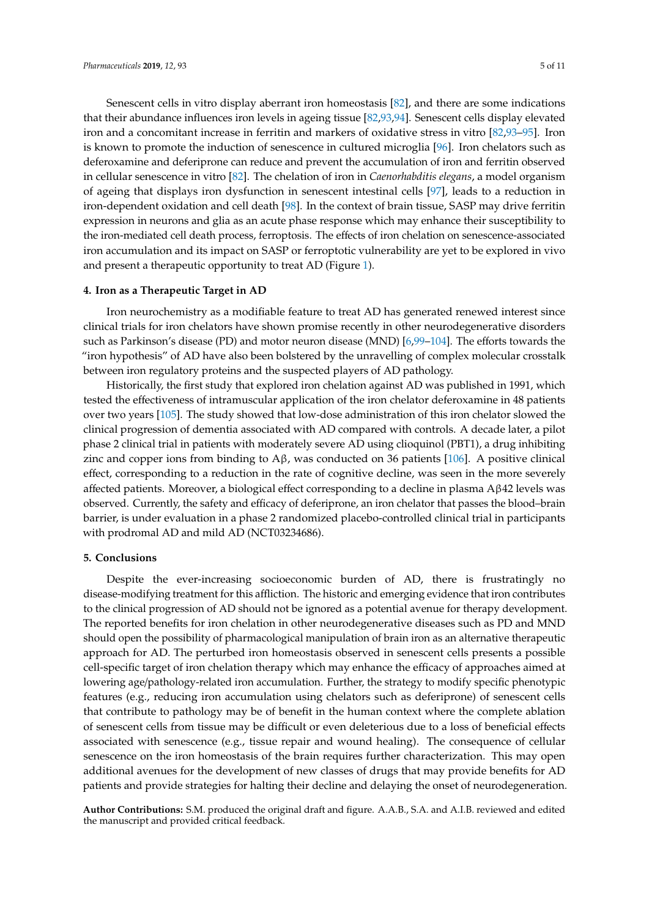Senescent cells in vitro display aberrant iron homeostasis [82], and there are some indications that their abundance influences iron levels in ageing tissue [82,93,94]. Senescent cells display elevated iron and a concomitant increase in ferritin and markers of oxidative stress in vitro [82,93–95]. Iron is known to promote the induction of senescence in cultured microglia [96]. Iron chelators such as deferoxamine and deferiprone can reduce and prevent the accumulation of iron and ferritin observed in cellular senescence in vitro [82]. The chelation of iron in *Caenorhabditis elegans*, a model organism of ageing that displays iron dysfunction in senescent intestinal cells [97], leads to a reduction in iron-dependent oxidation and cell death [98]. In the context of brain tissue, SASP may drive ferritin expression in neurons and glia as an acute phase response which may enhance their susceptibility to the iron-mediated cell death process, ferroptosis. The effects of iron chelation on senescence-associated iron accumulation and its impact on SASP or ferroptotic vulnerability are yet to be explored in vivo and present a therapeutic opportunity to treat AD (Figure 1).

## 4. Iron as a Therapeutic Target in AD

Iron neurochemistry as a modifiable feature to treat AD has generated renewed interest since clinical trials for iron chelators have shown promise recently in other neurodegenerative disorders such as Parkinson's disease (PD) and motor neuron disease (MND) [6,99–104]. The efforts towards the "iron hypothesis" of AD have also been bolstered by the unravelling of complex molecular crosstalk between iron regulatory proteins and the suspected players of AD pathology.

Historically, the first study that explored iron chelation against AD was published in 1991, which tested the effectiveness of intramuscular application of the iron chelator deferoxamine in 48 patients over two years [105]. The study showed that low-dose administration of this iron chelator slowed the clinical progression of dementia associated with AD compared with controls. A decade later, a pilot phase 2 clinical trial in patients with moderately severe AD using clioquinol (PBT1), a drug inhibiting zinc and copper ions from binding to Aβ, was conducted on 36 patients [106]. A positive clinical effect, corresponding to a reduction in the rate of cognitive decline, was seen in the more severely affected patients. Moreover, a biological effect corresponding to a decline in plasma Aβ42 levels was observed. Currently, the safety and efficacy of deferiprone, an iron chelator that passes the blood–brain barrier, is under evaluation in a phase 2 randomized placebo-controlled clinical trial in participants with prodromal AD and mild AD (NCT03234686).

## 5. Conclusions

Despite the ever-increasing socioeconomic burden of AD, there is frustratingly no disease-modifying treatment for this affliction. The historic and emerging evidence that iron contributes to the clinical progression of AD should not be ignored as a potential avenue for therapy development. The reported benefits for iron chelation in other neurodegenerative diseases such as PD and MND should open the possibility of pharmacological manipulation of brain iron as an alternative therapeutic approach for AD. The perturbed iron homeostasis observed in senescent cells presents a possible cell-specific target of iron chelation therapy which may enhance the efficacy of approaches aimed at lowering age/pathology-related iron accumulation. Further, the strategy to modify specific phenotypic features (e.g., reducing iron accumulation using chelators such as deferiprone) of senescent cells that contribute to pathology may be of benefit in the human context where the complete ablation of senescent cells from tissue may be difficult or even deleterious due to a loss of beneficial effects associated with senescence (e.g., tissue repair and wound healing). The consequence of cellular senescence on the iron homeostasis of the brain requires further characterization. This may open additional avenues for the development of new classes of drugs that may provide benefits for AD patients and provide strategies for halting their decline and delaying the onset of neurodegeneration.

**Author Contributions:** S.M. produced the original draft and figure. A.A.B., S.A. and A.I.B. reviewed and edited the manuscript and provided critical feedback.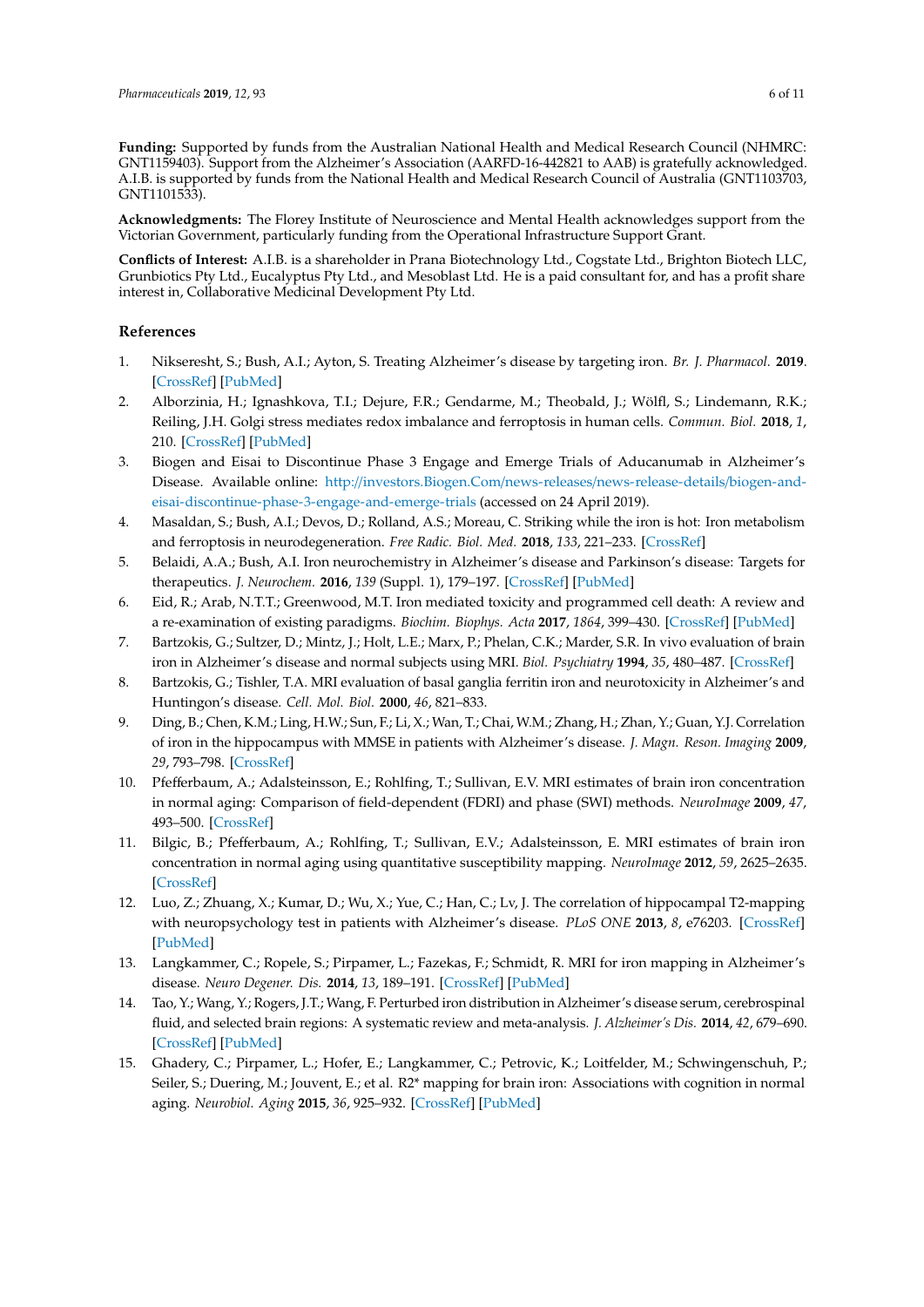**Funding:** Supported by funds from the Australian National Health and Medical Research Council (NHMRC: GNT1159403). Support from the Alzheimer's Association (AARFD-16-442821 to AAB) is gratefully acknowledged. A.I.B. is supported by funds from the National Health and Medical Research Council of Australia (GNT1103703, GNT1101533).

**Acknowledgments:** The Florey Institute of Neuroscience and Mental Health acknowledges support from the Victorian Government, particularly funding from the Operational Infrastructure Support Grant.

**Conflicts of Interest:** A.I.B. is a shareholder in Prana Biotechnology Ltd., Cogstate Ltd., Brighton Biotech LLC, Grunbiotics Pty Ltd., Eucalyptus Pty Ltd., and Mesoblast Ltd. He is a paid consultant for, and has a profit share interest in, Collaborative Medicinal Development Pty Ltd.

## References

1. Nikseresht, S.; Bush, A.I.; Ayton, S. Treating Alzheimer's disease by targeting iron. *Br. J. Pharmacol.* **2019**. [CrossRef] [PubMed]
2. Alborzinia, H.; Ignashkova, T.I.; Dejure, F.R.; Gendarme, M.; Theobald, J.; Wölfl, S.; Lindemann, R.K.; Reiling, J.H. Golgi stress mediates redox imbalance and ferroptosis in human cells. *Commun. Biol.* **2018**, *1*, 210. [CrossRef] [PubMed]
3. Biogen and Eisai to Discontinue Phase 3 Engage and Emerge Trials of Aducanumab in Alzheimer's Disease. Available online: http://investors.Biogen.Com/news-releases/news-release-details/biogen-and-eisai-discontinue-phase-3-engage-and-emerge-trials (accessed on 24 April 2019).
4. Masaldan, S.; Bush, A.I.; Devos, D.; Rolland, A.S.; Moreau, C. Striking while the iron is hot: Iron metabolism and ferroptosis in neurodegeneration. *Free Radic. Biol. Med.* **2018**, *133*, 221–233. [CrossRef]
5. Belaidi, A.A.; Bush, A.I. Iron neurochemistry in Alzheimer's disease and Parkinson's disease: Targets for therapeutics. *J. Neurochem.* **2016**, *139* (Suppl. 1), 179–197. [CrossRef] [PubMed]
6. Eid, R.; Arab, N.T.T.; Greenwood, M.T. Iron mediated toxicity and programmed cell death: A review and a re-examination of existing paradigms. *Biochim. Biophys. Acta* **2017**, *1864*, 399–430. [CrossRef] [PubMed]
7. Bartzokis, G.; Sultzer, D.; Mintz, J.; Holt, L.E.; Marx, P.; Phelan, C.K.; Marder, S.R. In vivo evaluation of brain iron in Alzheimer's disease and normal subjects using MRI. *Biol. Psychiatry* **1994**, *35*, 480–487. [CrossRef]
8. Bartzokis, G.; Tishler, T.A. MRI evaluation of basal ganglia ferritin iron and neurotoxicity in Alzheimer's and Huntingon's disease. *Cell. Mol. Biol.* **2000**, *46*, 821–833.
9. Ding, B.; Chen, K.M.; Ling, H.W.; Sun, F.; Li, X.; Wan, T.; Chai, W.M.; Zhang, H.; Zhan, Y.; Guan, Y.J. Correlation of iron in the hippocampus with MMSE in patients with Alzheimer's disease. *J. Magn. Reson. Imaging* **2009**, *29*, 793–798. [CrossRef]
10. Pfefferbaum, A.; Adalsteinsson, E.; Rohlfing, T.; Sullivan, E.V. MRI estimates of brain iron concentration in normal aging: Comparison of field-dependent (FDRI) and phase (SWI) methods. *NeuroImage* **2009**, *47*, 493–500. [CrossRef]
11. Bilgic, B.; Pfefferbaum, A.; Rohlfing, T.; Sullivan, E.V.; Adalsteinsson, E. MRI estimates of brain iron concentration in normal aging using quantitative susceptibility mapping. *NeuroImage* **2012**, *59*, 2625–2635. [CrossRef]
12. Luo, Z.; Zhuang, X.; Kumar, D.; Wu, X.; Yue, C.; Han, C.; Lv, J. The correlation of hippocampal T2-mapping with neuropsychology test in patients with Alzheimer's disease. *PLoS ONE* **2013**, *8*, e76203. [CrossRef] [PubMed]
13. Langkammer, C.; Ropele, S.; Pirpamer, L.; Fazekas, F.; Schmidt, R. MRI for iron mapping in Alzheimer's disease. *Neuro Degener. Dis.* **2014**, *13*, 189–191. [CrossRef] [PubMed]
14. Tao, Y.; Wang, Y.; Rogers, J.T.; Wang, F. Perturbed iron distribution in Alzheimer's disease serum, cerebrospinal fluid, and selected brain regions: A systematic review and meta-analysis. *J. Alzheimer's Dis.* **2014**, *42*, 679–690. [CrossRef] [PubMed]
15. Ghadery, C.; Pirpamer, L.; Hofer, E.; Langkammer, C.; Petrovic, K.; Loitfelder, M.; Schwingenschuh, P.; Seiler, S.; Duering, M.; Jouvent, E.; et al. R2* mapping for brain iron: Associations with cognition in normal aging. *Neurobiol. Aging* **2015**, *36*, 925–932. [CrossRef] [PubMed]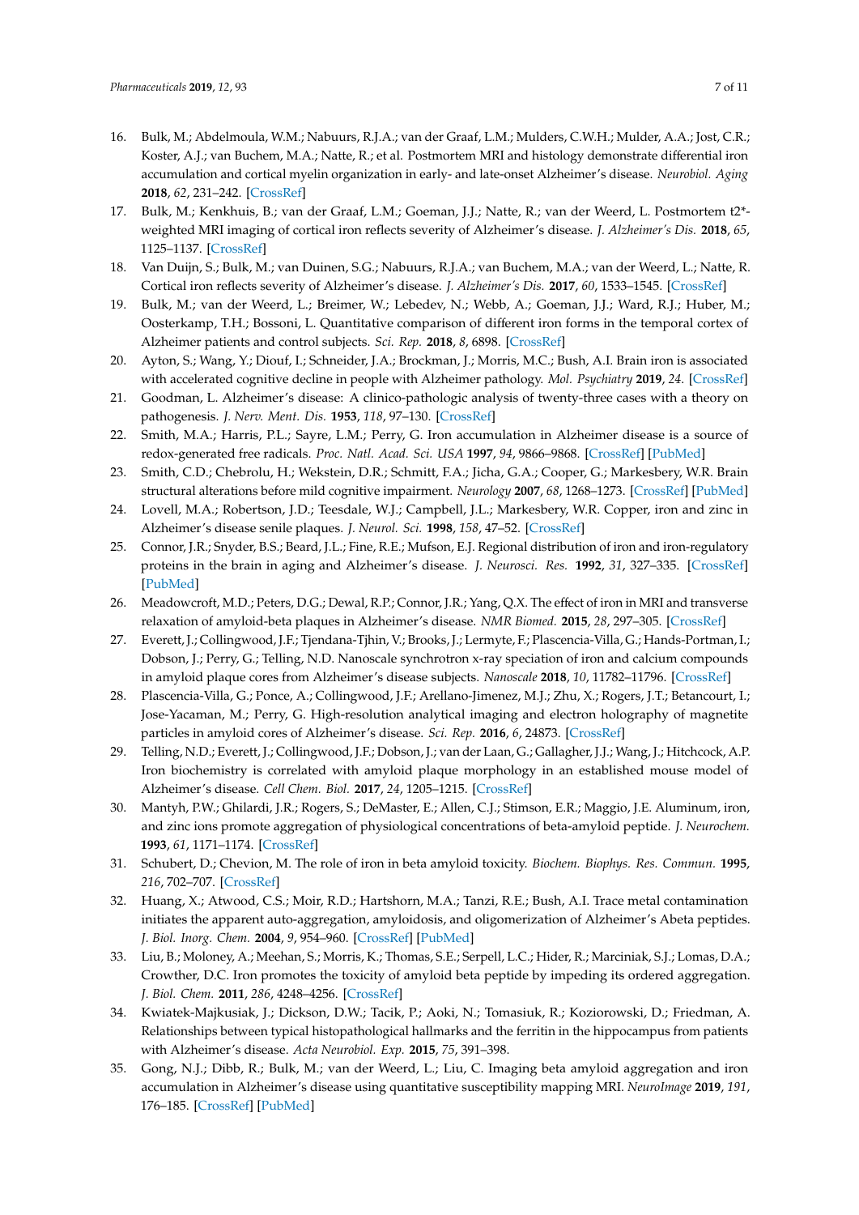16. Bulk, M.; Abdelmoula, W.M.; Nabuurs, R.J.A.; van der Graaf, L.M.; Mulders, C.W.H.; Mulder, A.A.; Jost, C.R.; Koster, A.J.; van Buchem, M.A.; Natte, R.; et al. Postmortem MRI and histology demonstrate differential iron accumulation and cortical myelin organization in early- and late-onset Alzheimer's disease. *Neurobiol. Aging* **2018**, *62*, 231–242. [CrossRef]
17. Bulk, M.; Kenkhuis, B.; van der Graaf, L.M.; Goeman, J.J.; Natte, R.; van der Weerd, L. Postmortem t2*-weighted MRI imaging of cortical iron reflects severity of Alzheimer's disease. *J. Alzheimer's Dis.* **2018**, *65*, 1125–1137. [CrossRef]
18. Van Duijn, S.; Bulk, M.; van Duinen, S.G.; Nabuurs, R.J.A.; van Buchem, M.A.; van der Weerd, L.; Natte, R. Cortical iron reflects severity of Alzheimer's disease. *J. Alzheimer's Dis.* **2017**, *60*, 1533–1545. [CrossRef]
19. Bulk, M.; van der Weerd, L.; Breimer, W.; Lebedev, N.; Webb, A.; Goeman, J.J.; Ward, R.J.; Huber, M.; Oosterkamp, T.H.; Bossoni, L. Quantitative comparison of different iron forms in the temporal cortex of Alzheimer patients and control subjects. *Sci. Rep.* **2018**, *8*, 6898. [CrossRef]
20. Ayton, S.; Wang, Y.; Diouf, I.; Schneider, J.A.; Brockman, J.; Morris, M.C.; Bush, A.I. Brain iron is associated with accelerated cognitive decline in people with Alzheimer pathology. *Mol. Psychiatry* **2019**, *24*. [CrossRef]
21. Goodman, L. Alzheimer's disease: A clinico-pathologic analysis of twenty-three cases with a theory on pathogenesis. *J. Nerv. Ment. Dis.* **1953**, *118*, 97–130. [CrossRef]
22. Smith, M.A.; Harris, P.L.; Sayre, L.M.; Perry, G. Iron accumulation in Alzheimer disease is a source of redox-generated free radicals. *Proc. Natl. Acad. Sci. USA* **1997**, *94*, 9866–9868. [CrossRef] [PubMed]
23. Smith, C.D.; Chebrolu, H.; Wekstein, D.R.; Schmitt, F.A.; Jicha, G.A.; Cooper, G.; Markesbery, W.R. Brain structural alterations before mild cognitive impairment. *Neurology* **2007**, *68*, 1268–1273. [CrossRef] [PubMed]
24. Lovell, M.A.; Robertson, J.D.; Teesdale, W.J.; Campbell, J.L.; Markesbery, W.R. Copper, iron and zinc in Alzheimer's disease senile plaques. *J. Neurol. Sci.* **1998**, *158*, 47–52. [CrossRef]
25. Connor, J.R.; Snyder, B.S.; Beard, J.L.; Fine, R.E.; Mufson, E.J. Regional distribution of iron and iron-regulatory proteins in the brain in aging and Alzheimer's disease. *J. Neurosci. Res.* **1992**, *31*, 327–335. [CrossRef] [PubMed]
26. Meadowcroft, M.D.; Peters, D.G.; Dewal, R.P.; Connor, J.R.; Yang, Q.X. The effect of iron in MRI and transverse relaxation of amyloid-beta plaques in Alzheimer's disease. *NMR Biomed.* **2015**, *28*, 297–305. [CrossRef]
27. Everett, J.; Collingwood, J.F.; Tjendana-Tjhin, V.; Brooks, J.; Lermyte, F.; Plascencia-Villa, G.; Hands-Portman, I.; Dobson, J.; Perry, G.; Telling, N.D. Nanoscale synchrotron x-ray speciation of iron and calcium compounds in amyloid plaque cores from Alzheimer's disease subjects. *Nanoscale* **2018**, *10*, 11782–11796. [CrossRef]
28. Plascencia-Villa, G.; Ponce, A.; Collingwood, J.F.; Arellano-Jimenez, M.J.; Zhu, X.; Rogers, J.T.; Betancourt, I.; Jose-Yacaman, M.; Perry, G. High-resolution analytical imaging and electron holography of magnetite particles in amyloid cores of Alzheimer's disease. *Sci. Rep.* **2016**, *6*, 24873. [CrossRef]
29. Telling, N.D.; Everett, J.; Collingwood, J.F.; Dobson, J.; van der Laan, G.; Gallagher, J.J.; Wang, J.; Hitchcock, A.P. Iron biochemistry is correlated with amyloid plaque morphology in an established mouse model of Alzheimer's disease. *Cell Chem. Biol.* **2017**, *24*, 1205–1215. [CrossRef]
30. Mantyh, P.W.; Ghilardi, J.R.; Rogers, S.; DeMaster, E.; Allen, C.J.; Stimson, E.R.; Maggio, J.E. Aluminum, iron, and zinc ions promote aggregation of physiological concentrations of beta-amyloid peptide. *J. Neurochem.* **1993**, *61*, 1171–1174. [CrossRef]
31. Schubert, D.; Chevion, M. The role of iron in beta amyloid toxicity. *Biochem. Biophys. Res. Commun.* **1995**, *216*, 702–707. [CrossRef]
32. Huang, X.; Atwood, C.S.; Moir, R.D.; Hartshorn, M.A.; Tanzi, R.E.; Bush, A.I. Trace metal contamination initiates the apparent auto-aggregation, amyloidosis, and oligomerization of Alzheimer's Abeta peptides. *J. Biol. Inorg. Chem.* **2004**, *9*, 954–960. [CrossRef] [PubMed]
33. Liu, B.; Moloney, A.; Meehan, S.; Morris, K.; Thomas, S.E.; Serpell, L.C.; Hider, R.; Marciniak, S.J.; Lomas, D.A.; Crowther, D.C. Iron promotes the toxicity of amyloid beta peptide by impeding its ordered aggregation. *J. Biol. Chem.* **2011**, *286*, 4248–4256. [CrossRef]
34. Kwiatek-Majkusiak, J.; Dickson, D.W.; Tacik, P.; Aoki, N.; Tomasiuk, R.; Koziorowski, D.; Friedman, A. Relationships between typical histopathological hallmarks and the ferritin in the hippocampus from patients with Alzheimer's disease. *Acta Neurobiol. Exp.* **2015**, *75*, 391–398.
35. Gong, N.J.; Dibb, R.; Bulk, M.; van der Weerd, L.; Liu, C. Imaging beta amyloid aggregation and iron accumulation in Alzheimer's disease using quantitative susceptibility mapping MRI. *NeuroImage* **2019**, *191*, 176–185. [CrossRef] [PubMed]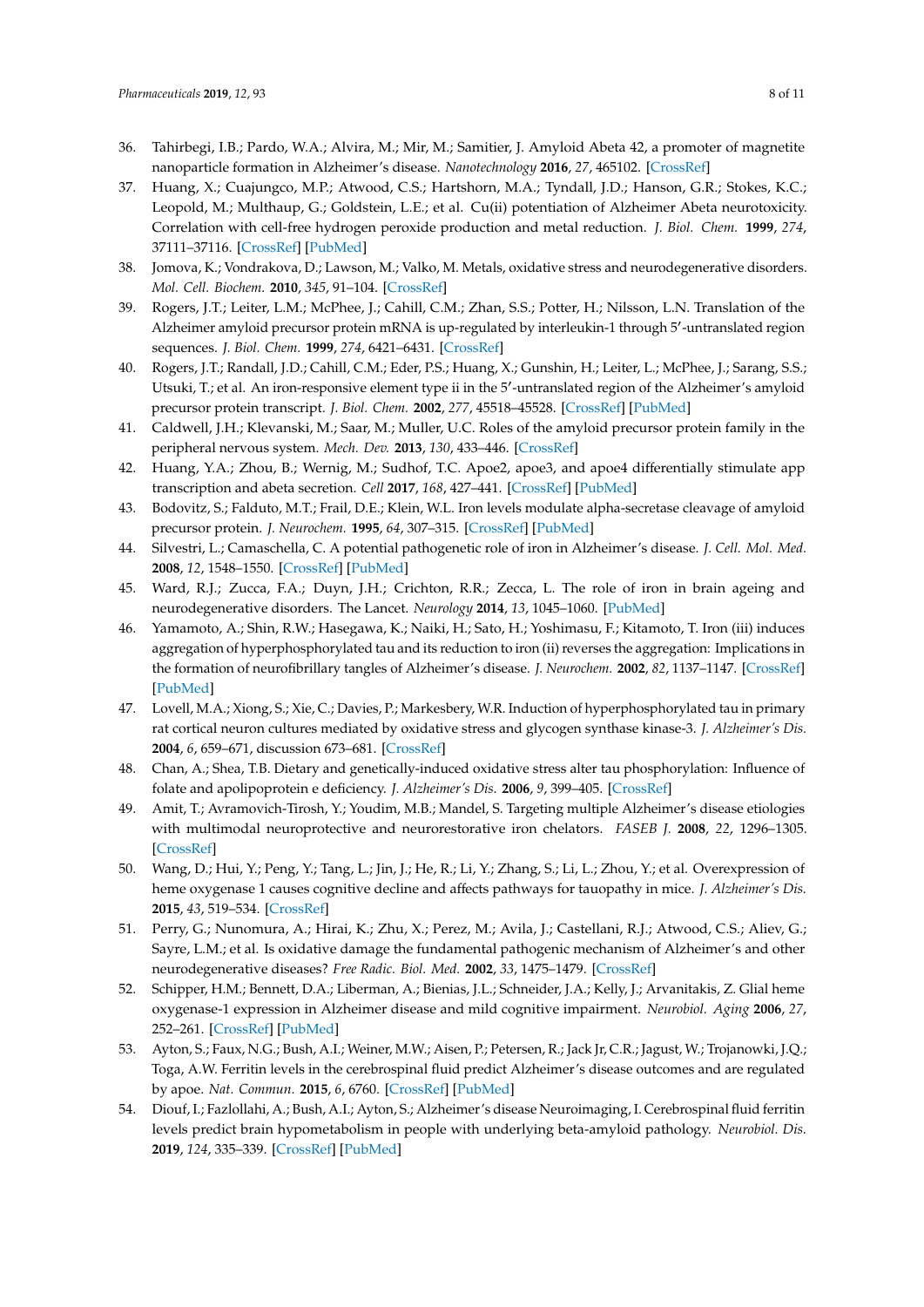36. Tahirbegi, I.B.; Pardo, W.A.; Alvira, M.; Mir, M.; Samitier, J. Amyloid Abeta 42, a promoter of magnetite nanoparticle formation in Alzheimer's disease. *Nanotechnology* **2016**, *27*, 465102. [CrossRef]
37. Huang, X.; Cuajungco, M.P.; Atwood, C.S.; Hartshorn, M.A.; Tyndall, J.D.; Hanson, G.R.; Stokes, K.C.; Leopold, M.; Multhaup, G.; Goldstein, L.E.; et al. Cu(ii) potentiation of Alzheimer Abeta neurotoxicity. Correlation with cell-free hydrogen peroxide production and metal reduction. *J. Biol. Chem.* **1999**, *274*, 37111–37116. [CrossRef] [PubMed]
38. Jomova, K.; Vondrakova, D.; Lawson, M.; Valko, M. Metals, oxidative stress and neurodegenerative disorders. *Mol. Cell. Biochem.* **2010**, *345*, 91–104. [CrossRef]
39. Rogers, J.T.; Leiter, L.M.; McPhee, J.; Cahill, C.M.; Zhan, S.S.; Potter, H.; Nilsson, L.N. Translation of the Alzheimer amyloid precursor protein mRNA is up-regulated by interleukin-1 through 5′-untranslated region sequences. *J. Biol. Chem.* **1999**, *274*, 6421–6431. [CrossRef]
40. Rogers, J.T.; Randall, J.D.; Cahill, C.M.; Eder, P.S.; Huang, X.; Gunshin, H.; Leiter, L.; McPhee, J.; Sarang, S.S.; Utsuki, T.; et al. An iron-responsive element type ii in the 5′-untranslated region of the Alzheimer's amyloid precursor protein transcript. *J. Biol. Chem.* **2002**, *277*, 45518–45528. [CrossRef] [PubMed]
41. Caldwell, J.H.; Klevanski, M.; Saar, M.; Muller, U.C. Roles of the amyloid precursor protein family in the peripheral nervous system. *Mech. Dev.* **2013**, *130*, 433–446. [CrossRef]
42. Huang, Y.A.; Zhou, B.; Wernig, M.; Sudhof, T.C. Apoe2, apoe3, and apoe4 differentially stimulate app transcription and abeta secretion. *Cell* **2017**, *168*, 427–441. [CrossRef] [PubMed]
43. Bodovitz, S.; Falduto, M.T.; Frail, D.E.; Klein, W.L. Iron levels modulate alpha-secretase cleavage of amyloid precursor protein. *J. Neurochem.* **1995**, *64*, 307–315. [CrossRef] [PubMed]
44. Silvestri, L.; Camaschella, C. A potential pathogenetic role of iron in Alzheimer's disease. *J. Cell. Mol. Med.* **2008**, *12*, 1548–1550. [CrossRef] [PubMed]
45. Ward, R.J.; Zucca, F.A.; Duyn, J.H.; Crichton, R.R.; Zecca, L. The role of iron in brain ageing and neurodegenerative disorders. The Lancet. *Neurology* **2014**, *13*, 1045–1060. [PubMed]
46. Yamamoto, A.; Shin, R.W.; Hasegawa, K.; Naiki, H.; Sato, H.; Yoshimasu, F.; Kitamoto, T. Iron (iii) induces aggregation of hyperphosphorylated tau and its reduction to iron (ii) reverses the aggregation: Implications in the formation of neurofibrillary tangles of Alzheimer's disease. *J. Neurochem.* **2002**, *82*, 1137–1147. [CrossRef] [PubMed]
47. Lovell, M.A.; Xiong, S.; Xie, C.; Davies, P.; Markesbery, W.R. Induction of hyperphosphorylated tau in primary rat cortical neuron cultures mediated by oxidative stress and glycogen synthase kinase-3. *J. Alzheimer's Dis.* **2004**, *6*, 659–671, discussion 673–681. [CrossRef]
48. Chan, A.; Shea, T.B. Dietary and genetically-induced oxidative stress alter tau phosphorylation: Influence of folate and apolipoprotein e deficiency. *J. Alzheimer's Dis.* **2006**, *9*, 399–405. [CrossRef]
49. Amit, T.; Avramovich-Tirosh, Y.; Youdim, M.B.; Mandel, S. Targeting multiple Alzheimer's disease etiologies with multimodal neuroprotective and neurorestorative iron chelators. *FASEB J.* **2008**, *22*, 1296–1305. [CrossRef]
50. Wang, D.; Hui, Y.; Peng, Y.; Tang, L.; Jin, J.; He, R.; Li, Y.; Zhang, S.; Li, L.; Zhou, Y.; et al. Overexpression of heme oxygenase 1 causes cognitive decline and affects pathways for tauopathy in mice. *J. Alzheimer's Dis.* **2015**, *43*, 519–534. [CrossRef]
51. Perry, G.; Nunomura, A.; Hirai, K.; Zhu, X.; Perez, M.; Avila, J.; Castellani, R.J.; Atwood, C.S.; Aliev, G.; Sayre, L.M.; et al. Is oxidative damage the fundamental pathogenic mechanism of Alzheimer's and other neurodegenerative diseases? *Free Radic. Biol. Med.* **2002**, *33*, 1475–1479. [CrossRef]
52. Schipper, H.M.; Bennett, D.A.; Liberman, A.; Bienias, J.L.; Schneider, J.A.; Kelly, J.; Arvanitakis, Z. Glial heme oxygenase-1 expression in Alzheimer disease and mild cognitive impairment. *Neurobiol. Aging* **2006**, *27*, 252–261. [CrossRef] [PubMed]
53. Ayton, S.; Faux, N.G.; Bush, A.I.; Weiner, M.W.; Aisen, P.; Petersen, R.; Jack Jr, C.R.; Jagust, W.; Trojanowki, J.Q.; Toga, A.W. Ferritin levels in the cerebrospinal fluid predict Alzheimer's disease outcomes and are regulated by apoe. *Nat. Commun.* **2015**, *6*, 6760. [CrossRef] [PubMed]
54. Diouf, I.; Fazlollahi, A.; Bush, A.I.; Ayton, S.; Alzheimer's disease Neuroimaging, I. Cerebrospinal fluid ferritin levels predict brain hypometabolism in people with underlying beta-amyloid pathology. *Neurobiol. Dis.* **2019**, *124*, 335–339. [CrossRef] [PubMed]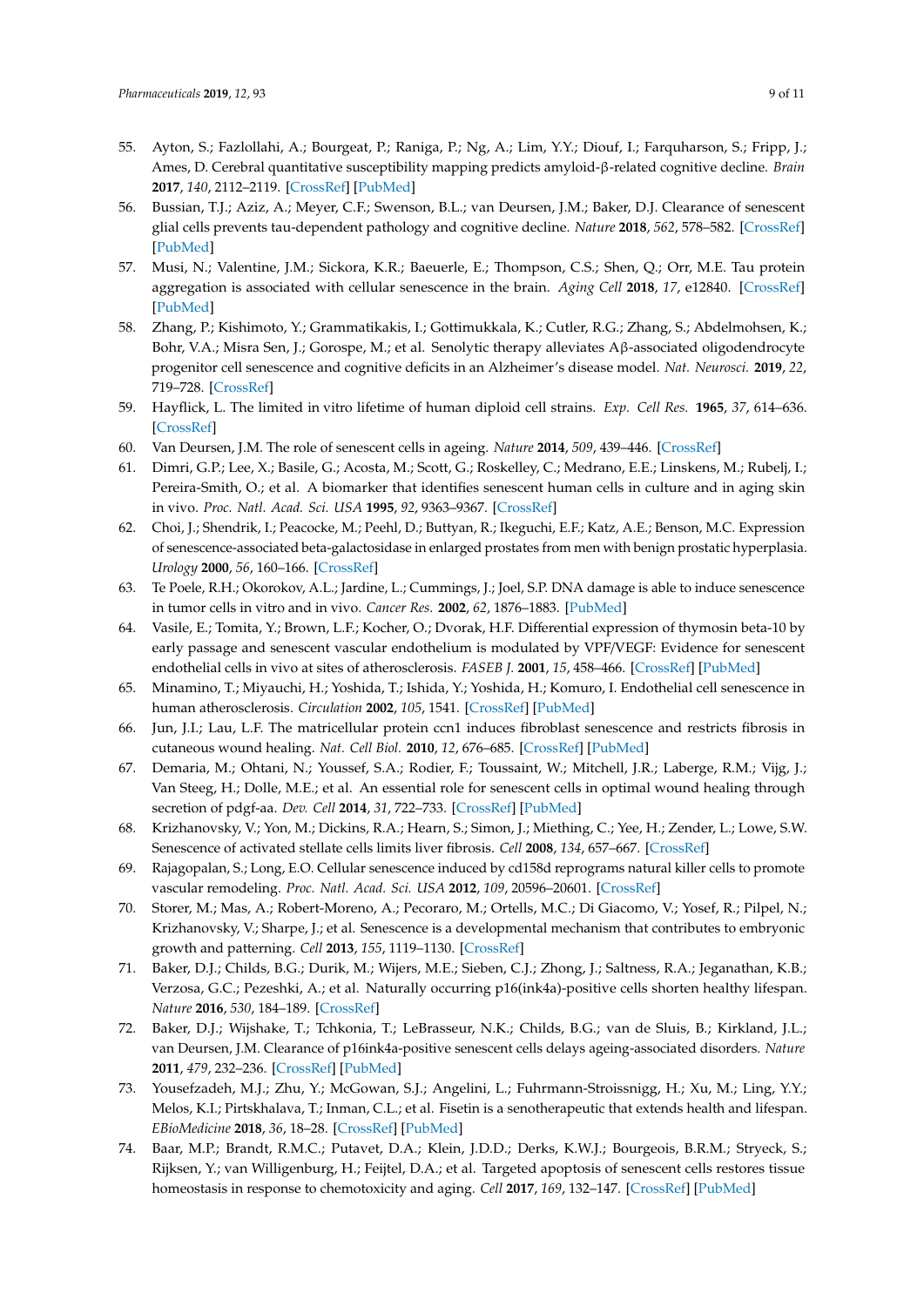55. Ayton, S.; Fazlollahi, A.; Bourgeat, P.; Raniga, P.; Ng, A.; Lim, Y.Y.; Diouf, I.; Farquharson, S.; Fripp, J.; Ames, D. Cerebral quantitative susceptibility mapping predicts amyloid-β-related cognitive decline. *Brain* **2017**, *140*, 2112–2119. [CrossRef] [PubMed]
56. Bussian, T.J.; Aziz, A.; Meyer, C.F.; Swenson, B.L.; van Deursen, J.M.; Baker, D.J. Clearance of senescent glial cells prevents tau-dependent pathology and cognitive decline. *Nature* **2018**, *562*, 578–582. [CrossRef] [PubMed]
57. Musi, N.; Valentine, J.M.; Sickora, K.R.; Baeuerle, E.; Thompson, C.S.; Shen, Q.; Orr, M.E. Tau protein aggregation is associated with cellular senescence in the brain. *Aging Cell* **2018**, *17*, e12840. [CrossRef] [PubMed]
58. Zhang, P.; Kishimoto, Y.; Grammatikakis, I.; Gottimukkala, K.; Cutler, R.G.; Zhang, S.; Abdelmohsen, K.; Bohr, V.A.; Misra Sen, J.; Gorospe, M.; et al. Senolytic therapy alleviates Aβ-associated oligodendrocyte progenitor cell senescence and cognitive deficits in an Alzheimer's disease model. *Nat. Neurosci.* **2019**, *22*, 719–728. [CrossRef]
59. Hayflick, L. The limited in vitro lifetime of human diploid cell strains. *Exp. Cell Res.* **1965**, *37*, 614–636. [CrossRef]
60. Van Deursen, J.M. The role of senescent cells in ageing. *Nature* **2014**, *509*, 439–446. [CrossRef]
61. Dimri, G.P.; Lee, X.; Basile, G.; Acosta, M.; Scott, G.; Roskelley, C.; Medrano, E.E.; Linskens, M.; Rubelj, I.; Pereira-Smith, O.; et al. A biomarker that identifies senescent human cells in culture and in aging skin in vivo. *Proc. Natl. Acad. Sci. USA* **1995**, *92*, 9363–9367. [CrossRef]
62. Choi, J.; Shendrik, I.; Peacocke, M.; Peehl, D.; Buttyan, R.; Ikeguchi, E.F.; Katz, A.E.; Benson, M.C. Expression of senescence-associated beta-galactosidase in enlarged prostates from men with benign prostatic hyperplasia. *Urology* **2000**, *56*, 160–166. [CrossRef]
63. Te Poele, R.H.; Okorokov, A.L.; Jardine, L.; Cummings, J.; Joel, S.P. DNA damage is able to induce senescence in tumor cells in vitro and in vivo. *Cancer Res.* **2002**, *62*, 1876–1883. [PubMed]
64. Vasile, E.; Tomita, Y.; Brown, L.F.; Kocher, O.; Dvorak, H.F. Differential expression of thymosin beta-10 by early passage and senescent vascular endothelium is modulated by VPF/VEGF: Evidence for senescent endothelial cells in vivo at sites of atherosclerosis. *FASEB J.* **2001**, *15*, 458–466. [CrossRef] [PubMed]
65. Minamino, T.; Miyauchi, H.; Yoshida, T.; Ishida, Y.; Yoshida, H.; Komuro, I. Endothelial cell senescence in human atherosclerosis. *Circulation* **2002**, *105*, 1541. [CrossRef] [PubMed]
66. Jun, J.I.; Lau, L.F. The matricellular protein ccn1 induces fibroblast senescence and restricts fibrosis in cutaneous wound healing. *Nat. Cell Biol.* **2010**, *12*, 676–685. [CrossRef] [PubMed]
67. Demaria, M.; Ohtani, N.; Youssef, S.A.; Rodier, F.; Toussaint, W.; Mitchell, J.R.; Laberge, R.M.; Vijg, J.; Van Steeg, H.; Dolle, M.E.; et al. An essential role for senescent cells in optimal wound healing through secretion of pdgf-aa. *Dev. Cell* **2014**, *31*, 722–733. [CrossRef] [PubMed]
68. Krizhanovsky, V.; Yon, M.; Dickins, R.A.; Hearn, S.; Simon, J.; Miething, C.; Yee, H.; Zender, L.; Lowe, S.W. Senescence of activated stellate cells limits liver fibrosis. *Cell* **2008**, *134*, 657–667. [CrossRef]
69. Rajagopalan, S.; Long, E.O. Cellular senescence induced by cd158d reprograms natural killer cells to promote vascular remodeling. *Proc. Natl. Acad. Sci. USA* **2012**, *109*, 20596–20601. [CrossRef]
70. Storer, M.; Mas, A.; Robert-Moreno, A.; Pecoraro, M.; Ortells, M.C.; Di Giacomo, V.; Yosef, R.; Pilpel, N.; Krizhanovsky, V.; Sharpe, J.; et al. Senescence is a developmental mechanism that contributes to embryonic growth and patterning. *Cell* **2013**, *155*, 1119–1130. [CrossRef]
71. Baker, D.J.; Childs, B.G.; Durik, M.; Wijers, M.E.; Sieben, C.J.; Zhong, J.; Saltness, R.A.; Jeganathan, K.B.; Verzosa, G.C.; Pezeshki, A.; et al. Naturally occurring p16(ink4a)-positive cells shorten healthy lifespan. *Nature* **2016**, *530*, 184–189. [CrossRef]
72. Baker, D.J.; Wijshake, T.; Tchkonia, T.; LeBrasseur, N.K.; Childs, B.G.; van de Sluis, B.; Kirkland, J.L.; van Deursen, J.M. Clearance of p16ink4a-positive senescent cells delays ageing-associated disorders. *Nature* **2011**, *479*, 232–236. [CrossRef] [PubMed]
73. Yousefzadeh, M.J.; Zhu, Y.; McGowan, S.J.; Angelini, L.; Fuhrmann-Stroissnigg, H.; Xu, M.; Ling, Y.Y.; Melos, K.I.; Pirtskhalava, T.; Inman, C.L.; et al. Fisetin is a senotherapeutic that extends health and lifespan. *EBioMedicine* **2018**, *36*, 18–28. [CrossRef] [PubMed]
74. Baar, M.P.; Brandt, R.M.C.; Putavet, D.A.; Klein, J.D.D.; Derks, K.W.J.; Bourgeois, B.R.M.; Stryeck, S.; Rijksen, Y.; van Willigenburg, H.; Feijtel, D.A.; et al. Targeted apoptosis of senescent cells restores tissue homeostasis in response to chemotoxicity and aging. *Cell* **2017**, *169*, 132–147. [CrossRef] [PubMed]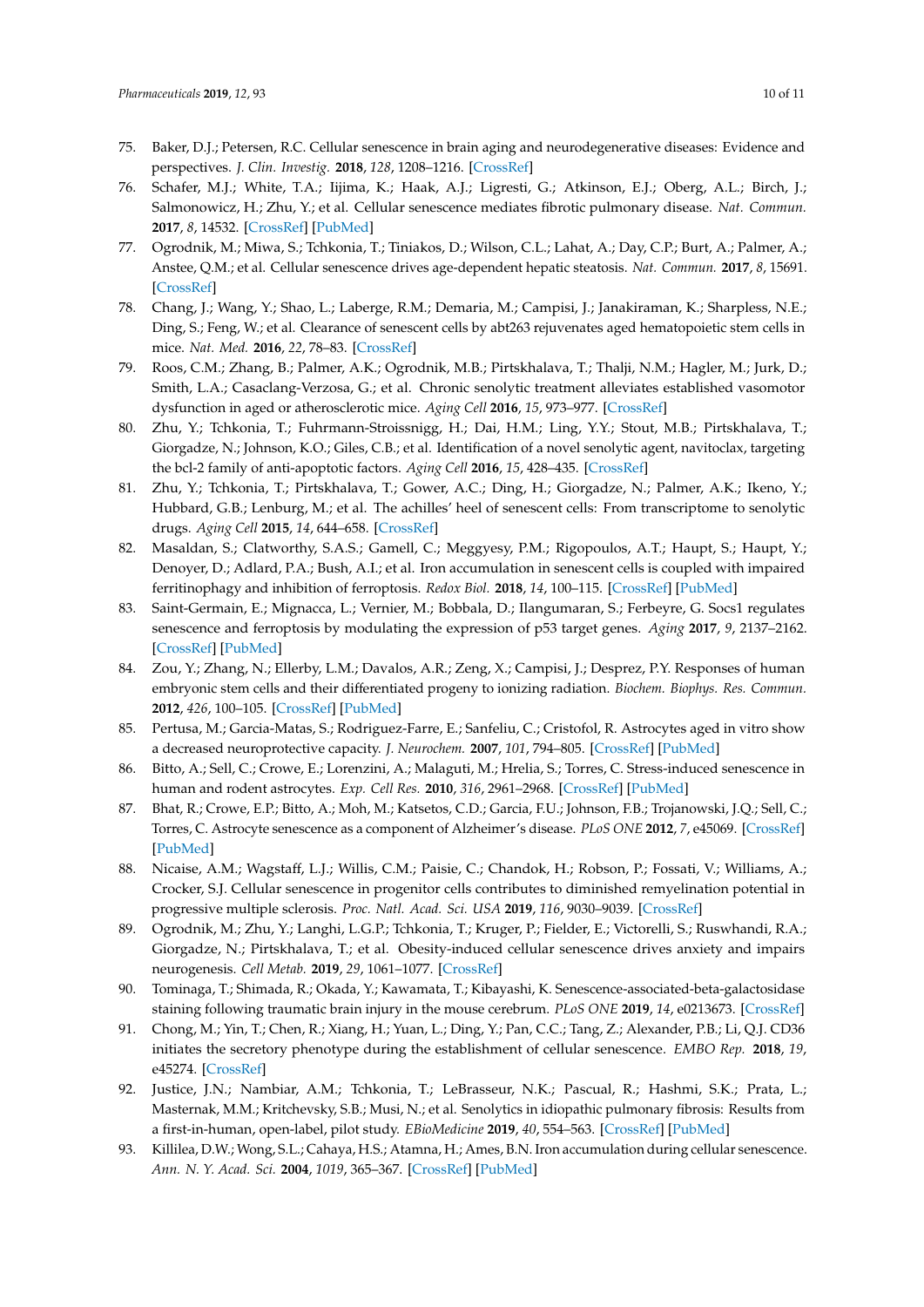75. Baker, D.J.; Petersen, R.C. Cellular senescence in brain aging and neurodegenerative diseases: Evidence and perspectives. *J. Clin. Investig.* **2018**, *128*, 1208–1216. [CrossRef]
76. Schafer, M.J.; White, T.A.; Iijima, K.; Haak, A.J.; Ligresti, G.; Atkinson, E.J.; Oberg, A.L.; Birch, J.; Salmonowicz, H.; Zhu, Y.; et al. Cellular senescence mediates fibrotic pulmonary disease. *Nat. Commun.* **2017**, *8*, 14532. [CrossRef] [PubMed]
77. Ogrodnik, M.; Miwa, S.; Tchkonia, T.; Tiniakos, D.; Wilson, C.L.; Lahat, A.; Day, C.P.; Burt, A.; Palmer, A.; Anstee, Q.M.; et al. Cellular senescence drives age-dependent hepatic steatosis. *Nat. Commun.* **2017**, *8*, 15691. [CrossRef]
78. Chang, J.; Wang, Y.; Shao, L.; Laberge, R.M.; Demaria, M.; Campisi, J.; Janakiraman, K.; Sharpless, N.E.; Ding, S.; Feng, W.; et al. Clearance of senescent cells by abt263 rejuvenates aged hematopoietic stem cells in mice. *Nat. Med.* **2016**, *22*, 78–83. [CrossRef]
79. Roos, C.M.; Zhang, B.; Palmer, A.K.; Ogrodnik, M.B.; Pirtskhalava, T.; Thalji, N.M.; Hagler, M.; Jurk, D.; Smith, L.A.; Casaclang-Verzosa, G.; et al. Chronic senolytic treatment alleviates established vasomotor dysfunction in aged or atherosclerotic mice. *Aging Cell* **2016**, *15*, 973–977. [CrossRef]
80. Zhu, Y.; Tchkonia, T.; Fuhrmann-Stroissnigg, H.; Dai, H.M.; Ling, Y.Y.; Stout, M.B.; Pirtskhalava, T.; Giorgadze, N.; Johnson, K.O.; Giles, C.B.; et al. Identification of a novel senolytic agent, navitoclax, targeting the bcl-2 family of anti-apoptotic factors. *Aging Cell* **2016**, *15*, 428–435. [CrossRef]
81. Zhu, Y.; Tchkonia, T.; Pirtskhalava, T.; Gower, A.C.; Ding, H.; Giorgadze, N.; Palmer, A.K.; Ikeno, Y.; Hubbard, G.B.; Lenburg, M.; et al. The achilles' heel of senescent cells: From transcriptome to senolytic drugs. *Aging Cell* **2015**, *14*, 644–658. [CrossRef]
82. Masaldan, S.; Clatworthy, S.A.S.; Gamell, C.; Meggyesy, P.M.; Rigopoulos, A.T.; Haupt, S.; Haupt, Y.; Denoyer, D.; Adlard, P.A.; Bush, A.I.; et al. Iron accumulation in senescent cells is coupled with impaired ferritinophagy and inhibition of ferroptosis. *Redox Biol.* **2018**, *14*, 100–115. [CrossRef] [PubMed]
83. Saint-Germain, E.; Mignacca, L.; Vernier, M.; Bobbala, D.; Ilangumaran, S.; Ferbeyre, G. Socs1 regulates senescence and ferroptosis by modulating the expression of p53 target genes. *Aging* **2017**, *9*, 2137–2162. [CrossRef] [PubMed]
84. Zou, Y.; Zhang, N.; Ellerby, L.M.; Davalos, A.R.; Zeng, X.; Campisi, J.; Desprez, P.Y. Responses of human embryonic stem cells and their differentiated progeny to ionizing radiation. *Biochem. Biophys. Res. Commun.* **2012**, *426*, 100–105. [CrossRef] [PubMed]
85. Pertusa, M.; Garcia-Matas, S.; Rodriguez-Farre, E.; Sanfeliu, C.; Cristofol, R. Astrocytes aged in vitro show a decreased neuroprotective capacity. *J. Neurochem.* **2007**, *101*, 794–805. [CrossRef] [PubMed]
86. Bitto, A.; Sell, C.; Crowe, E.; Lorenzini, A.; Malaguti, M.; Hrelia, S.; Torres, C. Stress-induced senescence in human and rodent astrocytes. *Exp. Cell Res.* **2010**, *316*, 2961–2968. [CrossRef] [PubMed]
87. Bhat, R.; Crowe, E.P.; Bitto, A.; Moh, M.; Katsetos, C.D.; Garcia, F.U.; Johnson, F.B.; Trojanowski, J.Q.; Sell, C.; Torres, C. Astrocyte senescence as a component of Alzheimer's disease. *PLoS ONE* **2012**, *7*, e45069. [CrossRef] [PubMed]
88. Nicaise, A.M.; Wagstaff, L.J.; Willis, C.M.; Paisie, C.; Chandok, H.; Robson, P.; Fossati, V.; Williams, A.; Crocker, S.J. Cellular senescence in progenitor cells contributes to diminished remyelination potential in progressive multiple sclerosis. *Proc. Natl. Acad. Sci. USA* **2019**, *116*, 9030–9039. [CrossRef]
89. Ogrodnik, M.; Zhu, Y.; Langhi, L.G.P.; Tchkonia, T.; Kruger, P.; Fielder, E.; Victorelli, S.; Ruswhandi, R.A.; Giorgadze, N.; Pirtskhalava, T.; et al. Obesity-induced cellular senescence drives anxiety and impairs neurogenesis. *Cell Metab.* **2019**, *29*, 1061–1077. [CrossRef]
90. Tominaga, T.; Shimada, R.; Okada, Y.; Kawamata, T.; Kibayashi, K. Senescence-associated-beta-galactosidase staining following traumatic brain injury in the mouse cerebrum. *PLoS ONE* **2019**, *14*, e0213673. [CrossRef]
91. Chong, M.; Yin, T.; Chen, R.; Xiang, H.; Yuan, L.; Ding, Y.; Pan, C.C.; Tang, Z.; Alexander, P.B.; Li, Q.J. CD36 initiates the secretory phenotype during the establishment of cellular senescence. *EMBO Rep.* **2018**, *19*, e45274. [CrossRef]
92. Justice, J.N.; Nambiar, A.M.; Tchkonia, T.; LeBrasseur, N.K.; Pascual, R.; Hashmi, S.K.; Prata, L.; Masternak, M.M.; Kritchevsky, S.B.; Musi, N.; et al. Senolytics in idiopathic pulmonary fibrosis: Results from a first-in-human, open-label, pilot study. *EBioMedicine* **2019**, *40*, 554–563. [CrossRef] [PubMed]
93. Killilea, D.W.; Wong, S.L.; Cahaya, H.S.; Atamna, H.; Ames, B.N. Iron accumulation during cellular senescence. *Ann. N. Y. Acad. Sci.* **2004**, *1019*, 365–367. [CrossRef] [PubMed]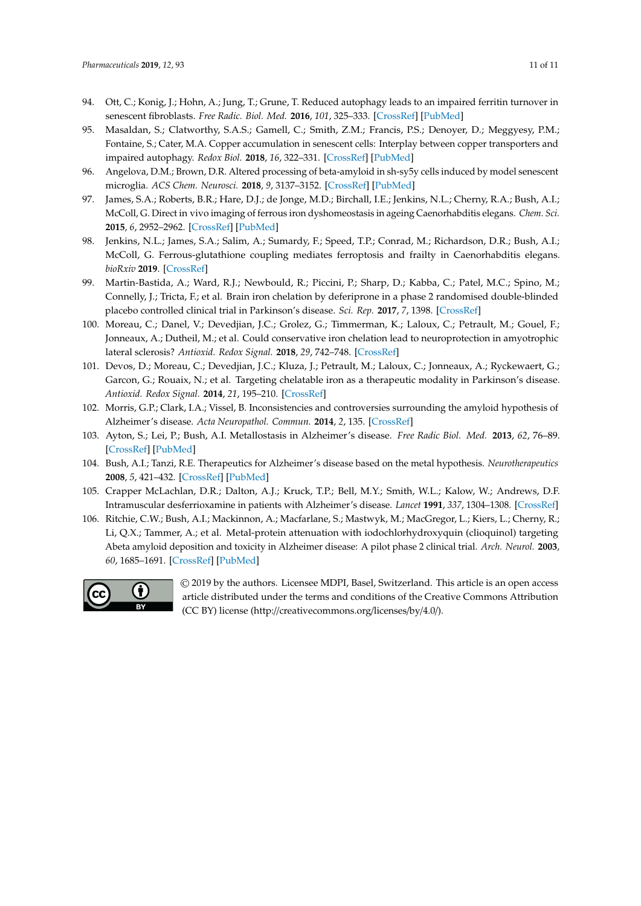94. Ott, C.; Konig, J.; Hohn, A.; Jung, T.; Grune, T. Reduced autophagy leads to an impaired ferritin turnover in senescent fibroblasts. *Free Radic. Biol. Med.* **2016**, *101*, 325–333. [CrossRef] [PubMed]
95. Masaldan, S.; Clatworthy, S.A.S.; Gamell, C.; Smith, Z.M.; Francis, P.S.; Denoyer, D.; Meggyesy, P.M.; Fontaine, S.; Cater, M.A. Copper accumulation in senescent cells: Interplay between copper transporters and impaired autophagy. *Redox Biol.* **2018**, *16*, 322–331. [CrossRef] [PubMed]
96. Angelova, D.M.; Brown, D.R. Altered processing of beta-amyloid in sh-sy5y cells induced by model senescent microglia. *ACS Chem. Neurosci.* **2018**, *9*, 3137–3152. [CrossRef] [PubMed]
97. James, S.A.; Roberts, B.R.; Hare, D.J.; de Jonge, M.D.; Birchall, I.E.; Jenkins, N.L.; Cherny, R.A.; Bush, A.I.; McColl, G. Direct in vivo imaging of ferrous iron dyshomeostasis in ageing Caenorhabditis elegans. *Chem. Sci.* **2015**, *6*, 2952–2962. [CrossRef] [PubMed]
98. Jenkins, N.L.; James, S.A.; Salim, A.; Sumardy, F.; Speed, T.P.; Conrad, M.; Richardson, D.R.; Bush, A.I.; McColl, G. Ferrous-glutathione coupling mediates ferroptosis and frailty in Caenorhabditis elegans. *bioRxiv* **2019**. [CrossRef]
99. Martin-Bastida, A.; Ward, R.J.; Newbould, R.; Piccini, P.; Sharp, D.; Kabba, C.; Patel, M.C.; Spino, M.; Connelly, J.; Tricta, F.; et al. Brain iron chelation by deferiprone in a phase 2 randomised double-blinded placebo controlled clinical trial in Parkinson's disease. *Sci. Rep.* **2017**, *7*, 1398. [CrossRef]
100. Moreau, C.; Danel, V.; Devedjian, J.C.; Grolez, G.; Timmerman, K.; Laloux, C.; Petrault, M.; Gouel, F.; Jonneaux, A.; Dutheil, M.; et al. Could conservative iron chelation lead to neuroprotection in amyotrophic lateral sclerosis? *Antioxid. Redox Signal.* **2018**, *29*, 742–748. [CrossRef]
101. Devos, D.; Moreau, C.; Devedjian, J.C.; Kluza, J.; Petrault, M.; Laloux, C.; Jonneaux, A.; Ryckewaert, G.; Garcon, G.; Rouaix, N.; et al. Targeting chelatable iron as a therapeutic modality in Parkinson's disease. *Antioxid. Redox Signal.* **2014**, *21*, 195–210. [CrossRef]
102. Morris, G.P.; Clark, I.A.; Vissel, B. Inconsistencies and controversies surrounding the amyloid hypothesis of Alzheimer's disease. *Acta Neuropathol. Commun.* **2014**, *2*, 135. [CrossRef]
103. Ayton, S.; Lei, P.; Bush, A.I. Metallostasis in Alzheimer's disease. *Free Radic Biol. Med.* **2013**, *62*, 76–89. [CrossRef] [PubMed]
104. Bush, A.I.; Tanzi, R.E. Therapeutics for Alzheimer's disease based on the metal hypothesis. *Neurotherapeutics* **2008**, *5*, 421–432. [CrossRef] [PubMed]
105. Crapper McLachlan, D.R.; Dalton, A.J.; Kruck, T.P.; Bell, M.Y.; Smith, W.L.; Kalow, W.; Andrews, D.F. Intramuscular desferrioxamine in patients with Alzheimer's disease. *Lancet* **1991**, *337*, 1304–1308. [CrossRef]
106. Ritchie, C.W.; Bush, A.I.; Mackinnon, A.; Macfarlane, S.; Mastwyk, M.; MacGregor, L.; Kiers, L.; Cherny, R.; Li, Q.X.; Tammer, A.; et al. Metal-protein attenuation with iodochlorhydroxyquin (clioquinol) targeting Abeta amyloid deposition and toxicity in Alzheimer disease: A pilot phase 2 clinical trial. *Arch. Neurol.* **2003**, *60*, 1685–1691. [CrossRef] [PubMed]

© 2019 by the authors. Licensee MDPI, Basel, Switzerland. This article is an open access article distributed under the terms and conditions of the Creative Commons Attribution (CC BY) license (http://creativecommons.org/licenses/by/4.0/).